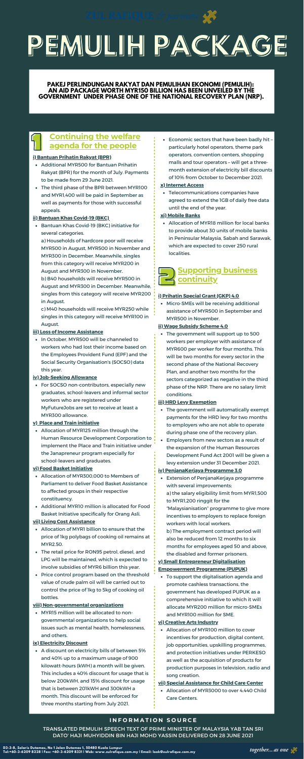# PEMULIH PACKAGE

**PAKEJ PERLINDUNGAN RAKYAT DAN PEMULIHAN EKONOMI (PEMULIH): AN AID PACKAGE WORTH MYR150 BILLION HAS BEEN UNVEILED BY THE GOVERNMENT UNDER PHASE ONE OF THE NATIONAL RECOVERY PLAN (NRP).**

## 1 Continuing the welfare agenda for the people

**i) Bantuan Prihatin Rakyat (BPR)**

- Additional MYR500 for Bantuan Prihatin Rakyat (BPR) for the month of July. Payments to be made from 29 June 2021.
- The third phase of the BPR between MYR100 and MYR1,400 will be paid in September as well as payments for those with successful appeals.

**ii) Bantuan Khas Covid-19 (BKC)**

- Bantuan Khas Covid-19 (BKC) initiative for several categories.
  a) Households of hardcore poor will receive MYR500 in August, MYR500 in November and MYR300 in December. Meanwhile, singles from this category will receive MYR200 in August and MYR300 in November.
  b) B40 households will receive MYR500 in August and MYR300 in December. Meanwhile, singles from this category will receive MYR200 in August.
  c) M40 households will receive MYR250 while singles in this category will receive MYR100 in August.

**iii) Loss of Income Assistance**

- In October, MYR500 will be channeled to workers who had lost their income based on the Employees Provident Fund (EPF) and the Social Security Organisation's (SOCSO) data this year.

**iv) Job-Seeking Allowance**

- For SOCSO non-contributors, especially new graduates, school-leavers and informal sector workers who are registered under MyFutureJobs are set to receive at least a MYR300 allowance.

**v) Place and Train initiative**

- Allocation of MYR125 million through the Human Resource Development Corporation to implement the Place and Train initiative under the Janapreneur program especially for school-leavers and graduates.

**vi) Food Basket Initiative**

- Allocation of MYR300,000 to Members of Parliament to deliver Food Basket Assistance to affected groups in their respective constituency.
- Additional MYR10 million is allocated for Food Basket Initiative specifically for Orang Asli.

**vii) Living Cost Assistance**

- Allocation of MYR1 billion to ensure that the price of 1kg polybags of cooking oil remains at MYR2.50.
- The retail price for RON95 petrol, diesel, and LPG will be maintained, which is expected to involve subsidies of MYR6 billion this year.
- Price control program based on the threshold value of crude palm oil will be carried out to control the price of 1kg to 5kg of cooking oil bottles.

**viii) Non-governmental organizations**

- MYR15 million will be allocated to non-governmental organizations to help social issues such as mental health, homelessness, and others.

**ix) Electricity Discount**

- A discount on electricity bills of between 5% and 40% up to a maximum usage of 900 kilowatt-hours (kWH) a month will be given. This includes a 40% discount for usage that is below 200kWH, and 15% discount for usage that is between 201kWH and 300kWH a month. This discount will be enforced for three months starting from July 2021.
- Economic sectors that have been badly hit – particularly hotel operators, theme park operators, convention centers, shopping malls and tour operators – will get a three-month extension of electricity bill discounts of 10% from October to December 2021.

**x) Internet Access**

- Telecommunications companies have agreed to extend the 1GB of daily free data until the end of the year.

**xi) Mobile Banks**

- Allocation of MYR18 million for local banks to provide about 30 units of mobile banks in Peninsular Malaysia, Sabah and Sarawak, which are expected to cover 250 rural localities.

## 2 Supporting business continuity

**i) Prihatin Special Grant (GKP) 4.0**

- Micro-SMEs will be receiving additional assistance of MYR500 in September and MYR500 in November.

**ii) Wage Subsidy Scheme 4.0**

- The government will support up to 500 workers per employer with assistance of MYR600 per worker for four months. This will be two months for every sector in the second phase of the National Recovery Plan, and another two months for the sectors categorized as negative in the third phase of the NRP. There are no salary limit conditions.

**iii) HRD Levy Exemption**

- The government will automatically exempt payments for the HRD levy for two months to employers who are not able to operate during phase one of the recovery plan.
- Employers from new sectors as a result of the expansion of the Human Resources Development Fund Act 2001 will be given a levy extension under 31 December 2021.

**iv) PenjanaKerjaya Programme 3.0**

- Extension of PenjanaKerjaya programme with several improvements:
  a) the salary eligibility limit from MYR1,500 to MYR1,200 ringgit for the "Malaysianisation" programme to give more incentives to employers to replace foreign workers with local workers.
  b) The employment contract period will also be reduced from 12 months to six months for employees aged 50 and above, the disabled and former prisoners.

**v) Small Entrepreneur Digitalisation Empowerment Programme (PUPUK)**

- To support the digitalisation agenda and promote cashless transactions, the government has developed PUPUK as a comprehensive initiative to which it will allocate MYR200 million for micro-SMEs and MYR100 million for SME.

**vi) Creative Arts Industry**

- Allocation of MYR100 million to cover incentives for production, digital content, job opportunities, upskilling programmes, and protection initiatives under PERKESO as well as the acquisition of products for production purposes in television, radio and song creation.

**vii) Special Assistance for Child Care Center**

- Allocation of MYR3000 to over 4,440 Child Care Centers.

**INFORMATION SOURCE**

TRANSLATED PEMULIH SPEECH TEXT OF PRIME MINISTER OF MALAYSIA YAB TAN SRI DATO' HAJI MUHYIDDIN BIN HAJI MOHD YASSIN DELIVERED ON 28 JUNE 2021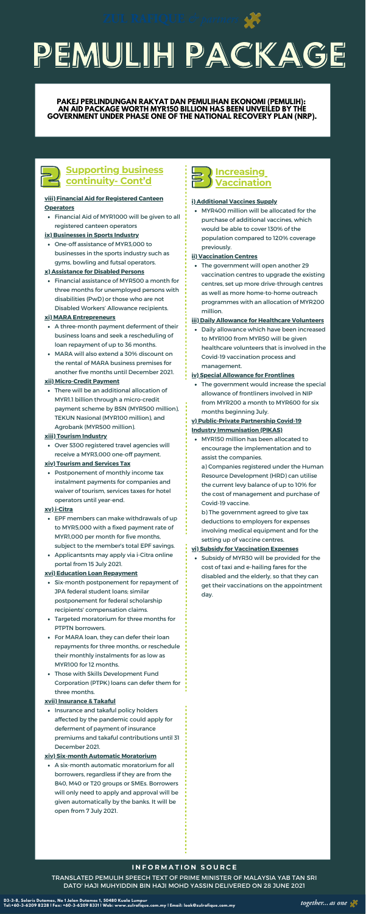# PEMULIH PACKAGE

**PAKEJ PERLINDUNGAN RAKYAT DAN PEMULIHAN EKONOMI (PEMULIH): AN AID PACKAGE WORTH MYR150 BILLION HAS BEEN UNVEILED BY THE GOVERNMENT UNDER PHASE ONE OF THE NATIONAL RECOVERY PLAN (NRP).**

## 2 Supporting business continuity- Cont'd

**viii) Financial Aid for Registered Canteen Operators**

- Financial Aid of MYR1000 will be given to all registered canteen operators

**ix) Businesses in Sports Industry**

- One-off assistance of MYR3,000 to businesses in the sports industry such as gyms, bowling and futsal operators.

**x) Assistance for Disabled Persons**

- Financial assistance of MYR500 a month for three months for unemployed persons with disabilities (PwD) or those who are not Disabled Workers' Allowance recipients.

**xi) MARA Entrepreneurs**

- A three-month payment deferment of their business loans and seek a rescheduling of loan repayment of up to 36 months.
- MARA will also extend a 30% discount on the rental of MARA business premises for another five months until December 2021.

**xii) Micro-Credit Payment**

- There will be an additional allocation of MYR1.1 billion through a micro-credit payment scheme by BSN (MYR500 million), TEKUN Nasional (MYR100 million), and Agrobank (MYR500 million).

**xiii) Tourism Industry**

- Over 5300 registered travel agencies will receive a MYR3,000 one-off payment.

**xiv) Tourism and Services Tax**

- Postponement of monthly income tax instalment payments for companies and waiver of tourism, services taxes for hotel operators until year-end.

**xv) i-Citra**

- EPF members can make withdrawals of up to MYR5,000 with a fixed payment rate of MYR1,000 per month for five months, subject to the member's total EPF savings.
- Applicantsnts may apply via i-Citra online portal from 15 July 2021.

**xvi) Education Loan Repayment**

- Six-month postponement for repayment of JPA federal student loans; similar postponement for federal scholarship recipients' compensation claims.
- Targeted moratorium for three months for PTPTN borrowers.
- For MARA loan, they can defer their loan repayments for three months, or reschedule their monthly instalments for as low as MYR100 for 12 months.
- Those with Skills Development Fund Corporation (PTPK) loans can defer them for three months.

**xvii) Insurance & Takaful**

- Insurance and takaful policy holders affected by the pandemic could apply for deferment of payment of insurance premiums and takaful contributions until 31 December 2021.

**xiv) Six-month Automatic Moratorium**

- A six-month automatic moratorium for all borrowers, regardless if they are from the B40, M40 or T20 groups or SMEs. Borrowers will only need to apply and approval will be given automatically by the banks. It will be open from 7 July 2021.

## 3 Increasing Vaccination

**i) Additional Vaccines Supply**

- MYR400 million will be allocated for the purchase of additional vaccines, which would be able to cover 130% of the population compared to 120% coverage previously.

**ii) Vaccination Centres**

- The government will open another 29 vaccination centres to upgrade the existing centres, set up more drive-through centres as well as more home-to-home outreach programmes with an allocation of MYR200 million.

**iii) Daily Allowance for Healthcare Volunteers**

- Daily allowance which have been increased to MYR100 from MYR50 will be given healthcare volunteers that is involved in the Covid-19 vaccination process and management.

**iv) Special Allowance for Frontlines**

- The government would increase the special allowance of frontliners involved in NIP from MYR200 a month to MYR600 for six months beginning July.

**v) Public-Private Partnership Covid-19 Industry Immunisation (PIKAS)**

- MYR150 million has been allocated to encourage the implementation and to assist the companies.

  a) Companies registered under the Human Resource Development (HRD) can utilise the current levy balance of up to 10% for the cost of management and purchase of Covid-19 vaccine.

  b) The government agreed to give tax deductions to employers for expenses involving medical equipment and for the setting up of vaccine centres.

**vi) Subsidy for Vaccination Expenses**

- Subsidy of MYR30 will be provided for the cost of taxi and e-hailing fares for the disabled and the elderly, so that they can get their vaccinations on the appointment day.

### INFORMATION SOURCE

TRANSLATED PEMULIH SPEECH TEXT OF PRIME MINISTER OF MALAYSIA YAB TAN SRI DATO' HAJI MUHYIDDIN BIN HAJI MOHD YASSIN DELIVERED ON 28 JUNE 2021

D3-3-8, Solaris Dutamas, No 1 Jalan Dutamas 1, 50480 Kuala Lumpur
Tel:+60-3-6209 8228 | Fax: +60-3-6209 8331 | Web: www.zulrafique.com.my | Email: look@zulrafique.com.my

*together... as one*